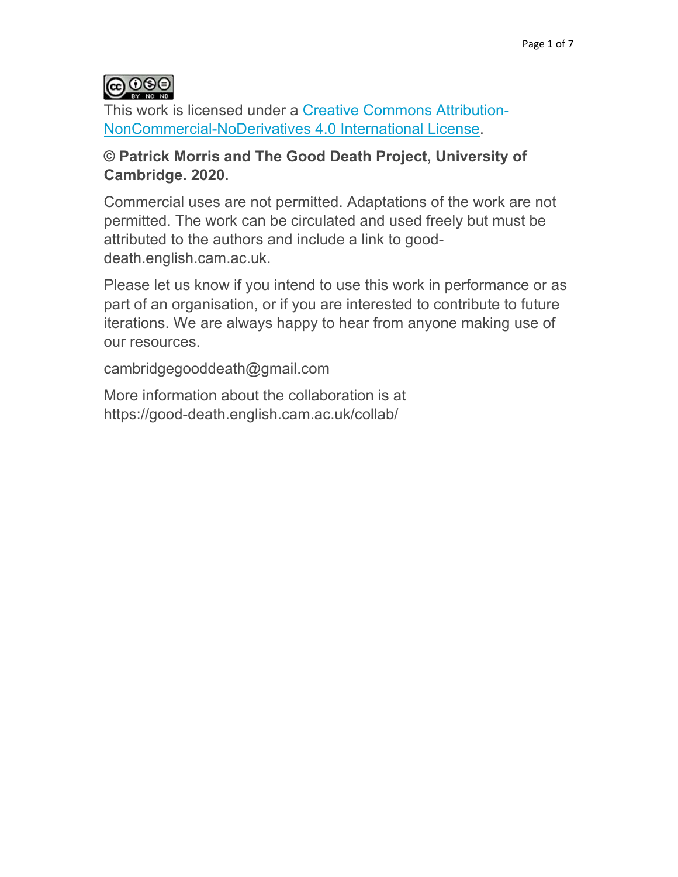This work is licensed under a [Creative Commons Attribution-NonCommercial-NoDerivatives 4.0 International License](http://creativecommons.org/licenses/by-nc-nd/4.0/).

**© Patrick Morris and The Good Death Project, University of Cambridge. 2020.**

Commercial uses are not permitted. Adaptations of the work are not permitted. The work can be circulated and used freely but must be attributed to the authors and include a link to good-death.english.cam.ac.uk.

Please let us know if you intend to use this work in performance or as part of an organisation, or if you are interested to contribute to future iterations. We are always happy to hear from anyone making use of our resources.

cambridgegooddeath@gmail.com

More information about the collaboration is at https://good-death.english.cam.ac.uk/collab/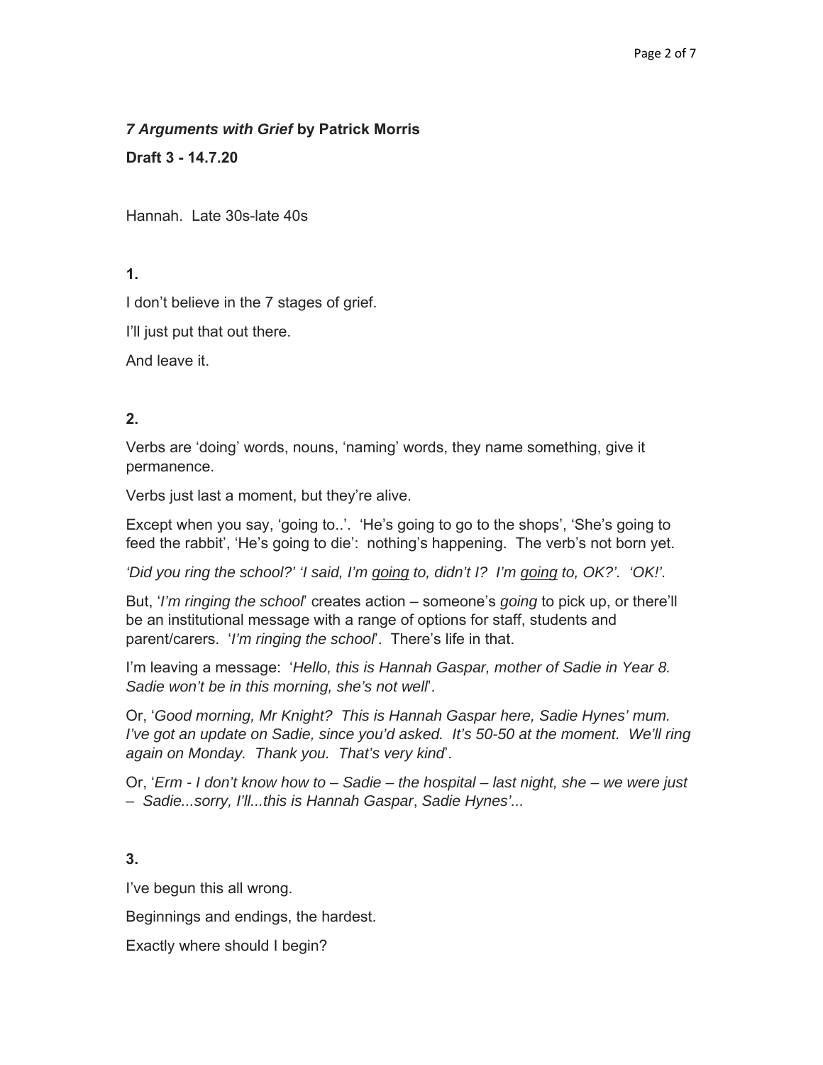***7 Arguments with Grief*** **by Patrick Morris**

**Draft 3 - 14.7.20**

Hannah. Late 30s-late 40s

**1.**

I don't believe in the 7 stages of grief.

I'll just put that out there.

And leave it.

**2.**

Verbs are 'doing' words, nouns, 'naming' words, they name something, give it permanence.

Verbs just last a moment, but they're alive.

Except when you say, 'going to..'. 'He's going to go to the shops', 'She's going to feed the rabbit', 'He's going to die': nothing's happening. The verb's not born yet.

*'Did you ring the school?' 'I said, I'm <u>going</u> to, didn't I? I'm <u>going</u> to, OK?'. 'OK!'.*

But, '*I'm ringing the school*' creates action – someone's *going* to pick up, or there'll be an institutional message with a range of options for staff, students and parent/carers. '*I'm ringing the school*'. There's life in that.

I'm leaving a message: '*Hello, this is Hannah Gaspar, mother of Sadie in Year 8. Sadie won't be in this morning, she's not well*'.

Or, '*Good morning, Mr Knight? This is Hannah Gaspar here, Sadie Hynes' mum. I've got an update on Sadie, since you'd asked. It's 50-50 at the moment. We'll ring again on Monday. Thank you. That's very kind*'.

Or, '*Erm - I don't know how to – Sadie – the hospital – last night, she – we were just – Sadie...sorry, I'll...this is Hannah Gaspar*, *Sadie Hynes'...*

**3.**

I've begun this all wrong.

Beginnings and endings, the hardest.

Exactly where should I begin?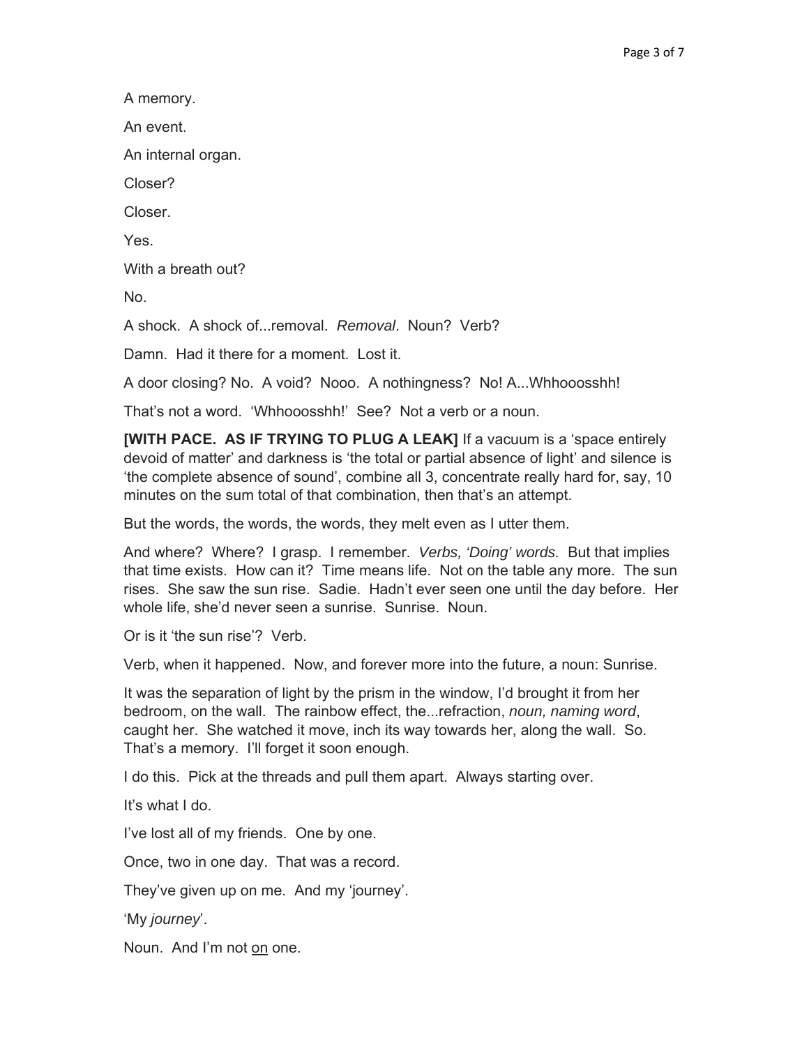A memory.

An event.

An internal organ.

Closer?

Closer.

Yes.

With a breath out?

No.

A shock. A shock of...removal. *Removal*. Noun? Verb?

Damn. Had it there for a moment. Lost it.

A door closing? No. A void? Nooo. A nothingness? No! A...Whhooosshh!

That's not a word. 'Whhooosshh!' See? Not a verb or a noun.

**[WITH PACE. AS IF TRYING TO PLUG A LEAK]** If a vacuum is a 'space entirely devoid of matter' and darkness is 'the total or partial absence of light' and silence is 'the complete absence of sound', combine all 3, concentrate really hard for, say, 10 minutes on the sum total of that combination, then that's an attempt.

But the words, the words, the words, they melt even as I utter them.

And where? Where? I grasp. I remember. *Verbs, 'Doing' words.* But that implies that time exists. How can it? Time means life. Not on the table any more. The sun rises. She saw the sun rise. Sadie. Hadn't ever seen one until the day before. Her whole life, she'd never seen a sunrise. Sunrise. Noun.

Or is it 'the sun rise'? Verb.

Verb, when it happened. Now, and forever more into the future, a noun: Sunrise.

It was the separation of light by the prism in the window, I'd brought it from her bedroom, on the wall. The rainbow effect, the...refraction, *noun, naming word*, caught her. She watched it move, inch its way towards her, along the wall. So. That's a memory. I'll forget it soon enough.

I do this. Pick at the threads and pull them apart. Always starting over.

It's what I do.

I've lost all of my friends. One by one.

Once, two in one day. That was a record.

They've given up on me. And my 'journey'.

'My *journey*'.

Noun. And I'm not <u>on</u> one.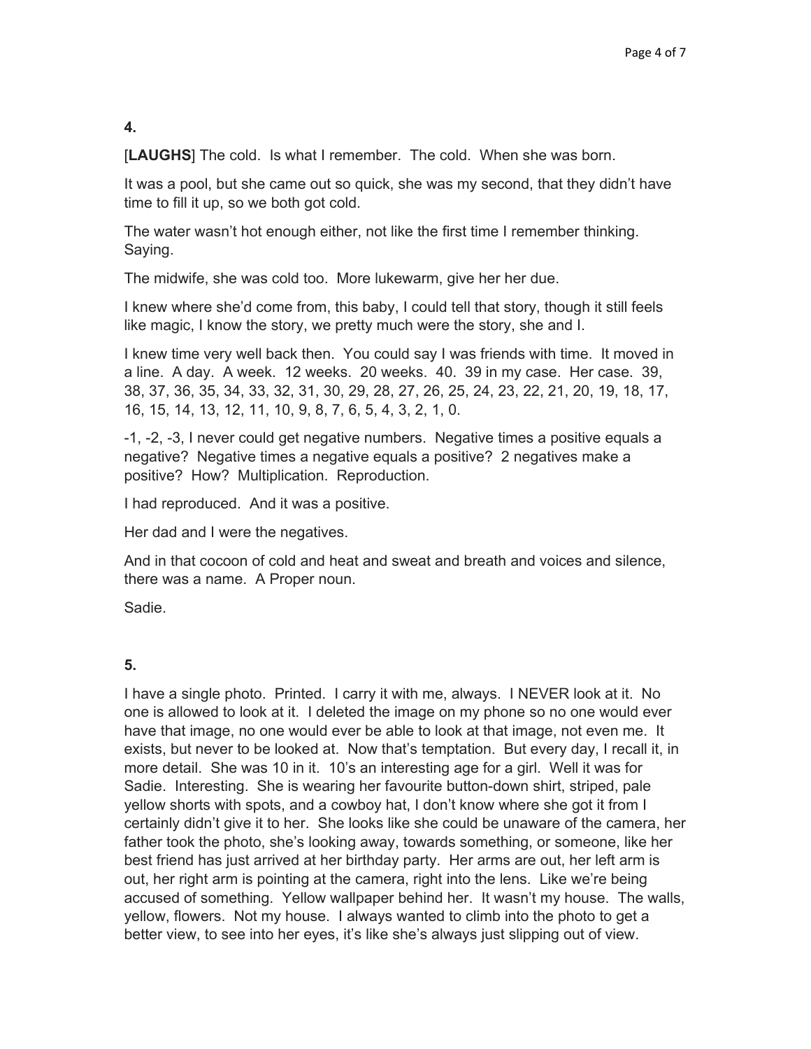**4.**

[**LAUGHS**] The cold. Is what I remember. The cold. When she was born.

It was a pool, but she came out so quick, she was my second, that they didn't have time to fill it up, so we both got cold.

The water wasn't hot enough either, not like the first time I remember thinking. Saying.

The midwife, she was cold too. More lukewarm, give her her due.

I knew where she'd come from, this baby, I could tell that story, though it still feels like magic, I know the story, we pretty much were the story, she and I.

I knew time very well back then. You could say I was friends with time. It moved in a line. A day. A week. 12 weeks. 20 weeks. 40. 39 in my case. Her case. 39, 38, 37, 36, 35, 34, 33, 32, 31, 30, 29, 28, 27, 26, 25, 24, 23, 22, 21, 20, 19, 18, 17, 16, 15, 14, 13, 12, 11, 10, 9, 8, 7, 6, 5, 4, 3, 2, 1, 0.

-1, -2, -3, I never could get negative numbers. Negative times a positive equals a negative? Negative times a negative equals a positive? 2 negatives make a positive? How? Multiplication. Reproduction.

I had reproduced. And it was a positive.

Her dad and I were the negatives.

And in that cocoon of cold and heat and sweat and breath and voices and silence, there was a name. A Proper noun.

Sadie.

**5.**

I have a single photo. Printed. I carry it with me, always. I NEVER look at it. No one is allowed to look at it. I deleted the image on my phone so no one would ever have that image, no one would ever be able to look at that image, not even me. It exists, but never to be looked at. Now that's temptation. But every day, I recall it, in more detail. She was 10 in it. 10's an interesting age for a girl. Well it was for Sadie. Interesting. She is wearing her favourite button-down shirt, striped, pale yellow shorts with spots, and a cowboy hat, I don't know where she got it from I certainly didn't give it to her. She looks like she could be unaware of the camera, her father took the photo, she's looking away, towards something, or someone, like her best friend has just arrived at her birthday party. Her arms are out, her left arm is out, her right arm is pointing at the camera, right into the lens. Like we're being accused of something. Yellow wallpaper behind her. It wasn't my house. The walls, yellow, flowers. Not my house. I always wanted to climb into the photo to get a better view, to see into her eyes, it's like she's always just slipping out of view.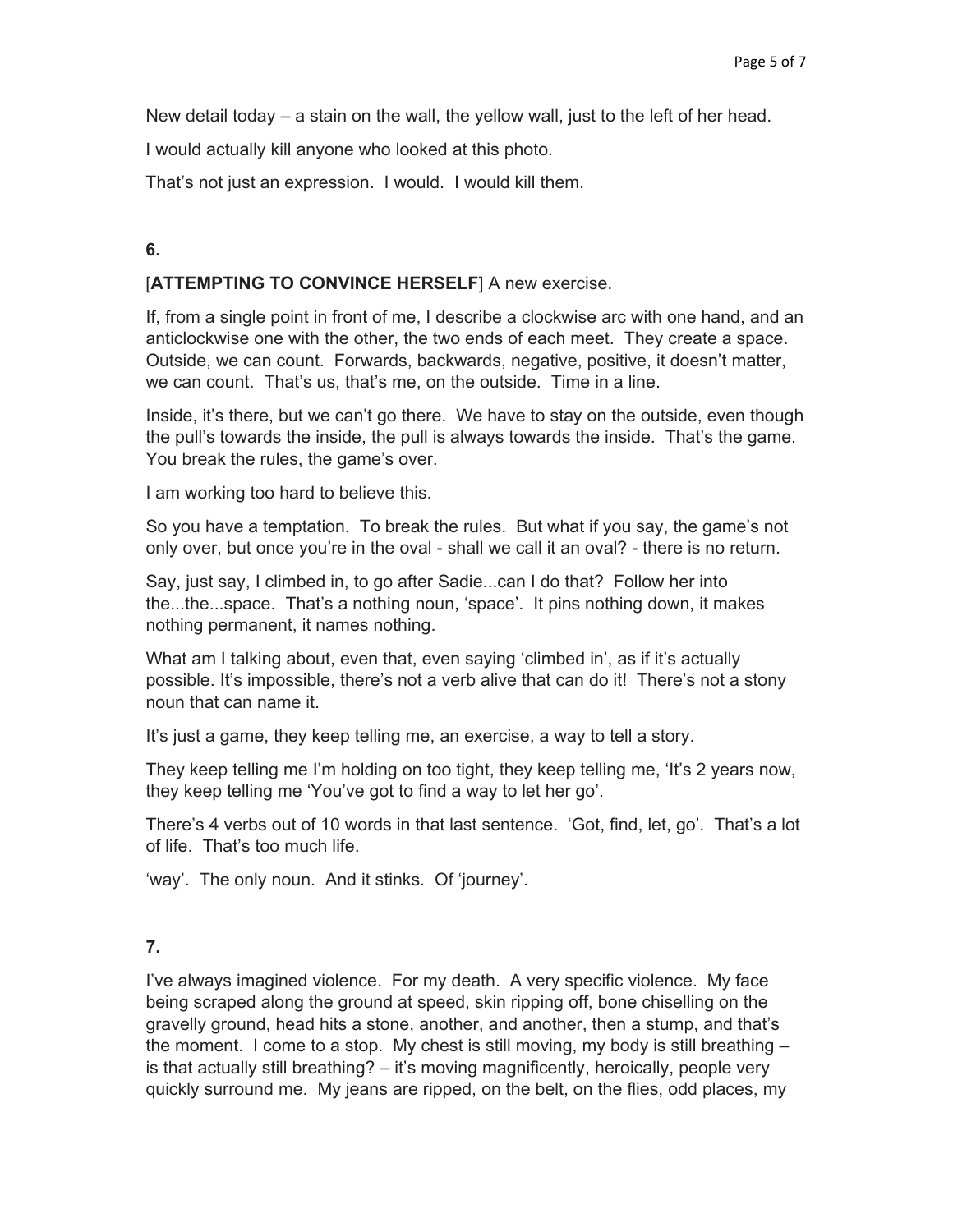New detail today – a stain on the wall, the yellow wall, just to the left of her head.

I would actually kill anyone who looked at this photo.

That's not just an expression. I would. I would kill them.

**6.**

[**ATTEMPTING TO CONVINCE HERSELF**] A new exercise.

If, from a single point in front of me, I describe a clockwise arc with one hand, and an anticlockwise one with the other, the two ends of each meet. They create a space. Outside, we can count. Forwards, backwards, negative, positive, it doesn't matter, we can count. That's us, that's me, on the outside. Time in a line.

Inside, it's there, but we can't go there. We have to stay on the outside, even though the pull's towards the inside, the pull is always towards the inside. That's the game. You break the rules, the game's over.

I am working too hard to believe this.

So you have a temptation. To break the rules. But what if you say, the game's not only over, but once you're in the oval - shall we call it an oval? - there is no return.

Say, just say, I climbed in, to go after Sadie...can I do that? Follow her into the...the...space. That's a nothing noun, 'space'. It pins nothing down, it makes nothing permanent, it names nothing.

What am I talking about, even that, even saying 'climbed in', as if it's actually possible. It's impossible, there's not a verb alive that can do it! There's not a stony noun that can name it.

It's just a game, they keep telling me, an exercise, a way to tell a story.

They keep telling me I'm holding on too tight, they keep telling me, 'It's 2 years now, they keep telling me 'You've got to find a way to let her go'.

There's 4 verbs out of 10 words in that last sentence. 'Got, find, let, go'. That's a lot of life. That's too much life.

'way'. The only noun. And it stinks. Of 'journey'.

**7.**

I've always imagined violence. For my death. A very specific violence. My face being scraped along the ground at speed, skin ripping off, bone chiselling on the gravelly ground, head hits a stone, another, and another, then a stump, and that's the moment. I come to a stop. My chest is still moving, my body is still breathing – is that actually still breathing? – it's moving magnificently, heroically, people very quickly surround me. My jeans are ripped, on the belt, on the flies, odd places, my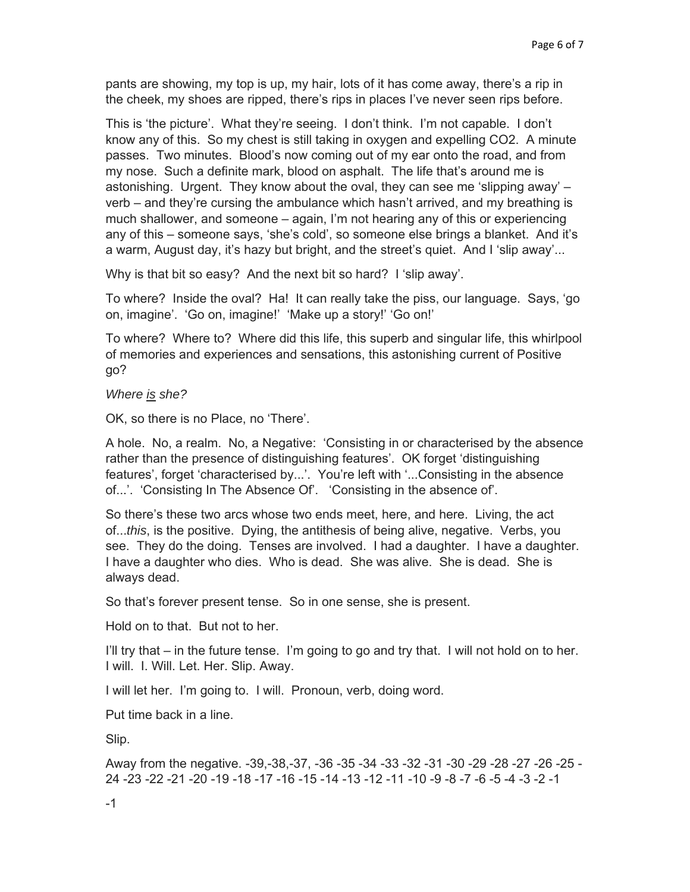pants are showing, my top is up, my hair, lots of it has come away, there's a rip in the cheek, my shoes are ripped, there's rips in places I've never seen rips before.

This is 'the picture'. What they're seeing. I don't think. I'm not capable. I don't know any of this. So my chest is still taking in oxygen and expelling $CO_2$. A minute passes. Two minutes. Blood's now coming out of my ear onto the road, and from my nose. Such a definite mark, blood on asphalt. The life that's around me is astonishing. Urgent. They know about the oval, they can see me 'slipping away' – verb – and they're cursing the ambulance which hasn't arrived, and my breathing is much shallower, and someone – again, I'm not hearing any of this or experiencing any of this – someone says, 'she's cold', so someone else brings a blanket. And it's a warm, August day, it's hazy but bright, and the street's quiet. And I 'slip away'...

Why is that bit so easy? And the next bit so hard? I 'slip away'.

To where? Inside the oval? Ha! It can really take the piss, our language. Says, 'go on, imagine'. 'Go on, imagine!' 'Make up a story!' 'Go on!'

To where? Where to? Where did this life, this superb and singular life, this whirlpool of memories and experiences and sensations, this astonishing current of Positive go?

*Where <u>is</u> she?*

OK, so there is no Place, no 'There'.

A hole. No, a realm. No, a Negative: 'Consisting in or characterised by the absence rather than the presence of distinguishing features'. OK forget 'distinguishing features', forget 'characterised by...'. You're left with '...Consisting in the absence of...'. 'Consisting In The Absence Of'. 'Consisting in the absence of'.

So there's these two arcs whose two ends meet, here, and here. Living, the act of...*this*, is the positive. Dying, the antithesis of being alive, negative. Verbs, you see. They do the doing. Tenses are involved. I had a daughter. I have a daughter. I have a daughter who dies. Who is dead. She was alive. She is dead. She is always dead.

So that's forever present tense. So in one sense, she is present.

Hold on to that. But not to her.

I'll try that – in the future tense. I'm going to go and try that. I will not hold on to her. I will. I. Will. Let. Her. Slip. Away.

I will let her. I'm going to. I will. Pronoun, verb, doing word.

Put time back in a line.

Slip.

Away from the negative. -39,-38,-37, -36 -35 -34 -33 -32 -31 -30 -29 -28 -27 -26 -25 -24 -23 -22 -21 -20 -19 -18 -17 -16 -15 -14 -13 -12 -11 -10 -9 -8 -7 -6 -5 -4 -3 -2 -1

-1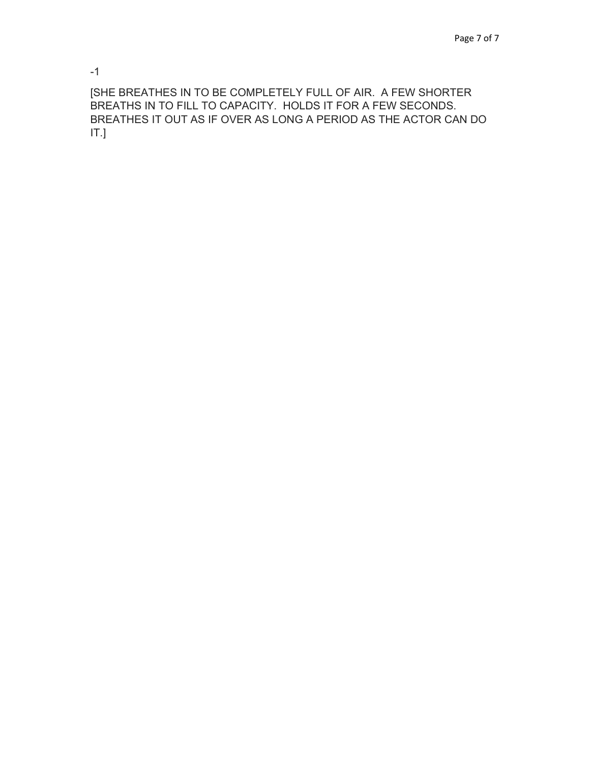-1

[SHE BREATHES IN TO BE COMPLETELY FULL OF AIR. A FEW SHORTER BREATHS IN TO FILL TO CAPACITY. HOLDS IT FOR A FEW SECONDS. BREATHES IT OUT AS IF OVER AS LONG A PERIOD AS THE ACTOR CAN DO IT.]